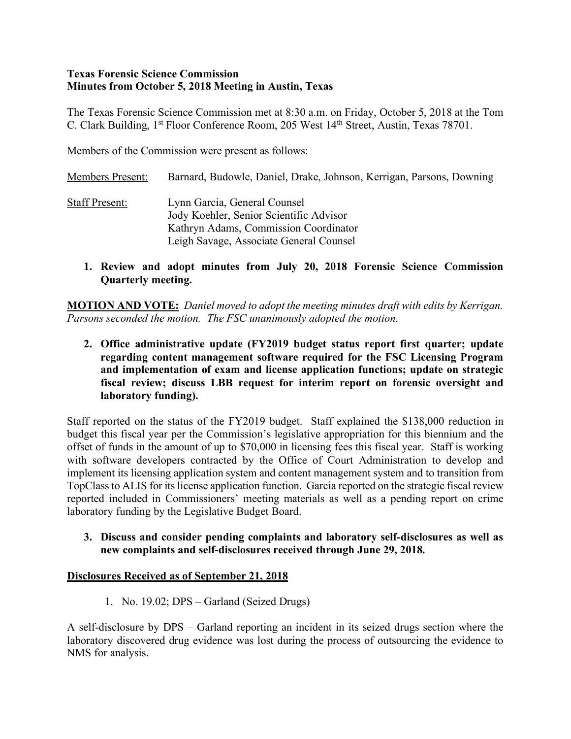**Texas Forensic Science Commission**
**Minutes from October 5, 2018 Meeting in Austin, Texas**

The Texas Forensic Science Commission met at 8:30 a.m. on Friday, October 5, 2018 at the Tom C. Clark Building, 1st Floor Conference Room, 205 West 14th Street, Austin, Texas 78701.

Members of the Commission were present as follows:

Members Present: Barnard, Budowle, Daniel, Drake, Johnson, Kerrigan, Parsons, Downing

Staff Present: Lynn Garcia, General Counsel
Jody Koehler, Senior Scientific Advisor
Kathryn Adams, Commission Coordinator
Leigh Savage, Associate General Counsel

1. **Review and adopt minutes from July 20, 2018 Forensic Science Commission Quarterly meeting.**

**MOTION AND VOTE:** *Daniel moved to adopt the meeting minutes draft with edits by Kerrigan. Parsons seconded the motion. The FSC unanimously adopted the motion.*

2. **Office administrative update (FY2019 budget status report first quarter; update regarding content management software required for the FSC Licensing Program and implementation of exam and license application functions; update on strategic fiscal review; discuss LBB request for interim report on forensic oversight and laboratory funding).**

Staff reported on the status of the FY2019 budget. Staff explained the $138,000 reduction in budget this fiscal year per the Commission's legislative appropriation for this biennium and the offset of funds in the amount of up to $70,000 in licensing fees this fiscal year. Staff is working with software developers contracted by the Office of Court Administration to develop and implement its licensing application system and content management system and to transition from TopClass to ALIS for its license application function. Garcia reported on the strategic fiscal review reported included in Commissioners' meeting materials as well as a pending report on crime laboratory funding by the Legislative Budget Board.

3. **Discuss and consider pending complaints and laboratory self-disclosures as well as new complaints and self-disclosures received through June 29, 2018.**

**Disclosures Received as of September 21, 2018**

1. No. 19.02; DPS – Garland (Seized Drugs)

A self-disclosure by DPS – Garland reporting an incident in its seized drugs section where the laboratory discovered drug evidence was lost during the process of outsourcing the evidence to NMS for analysis.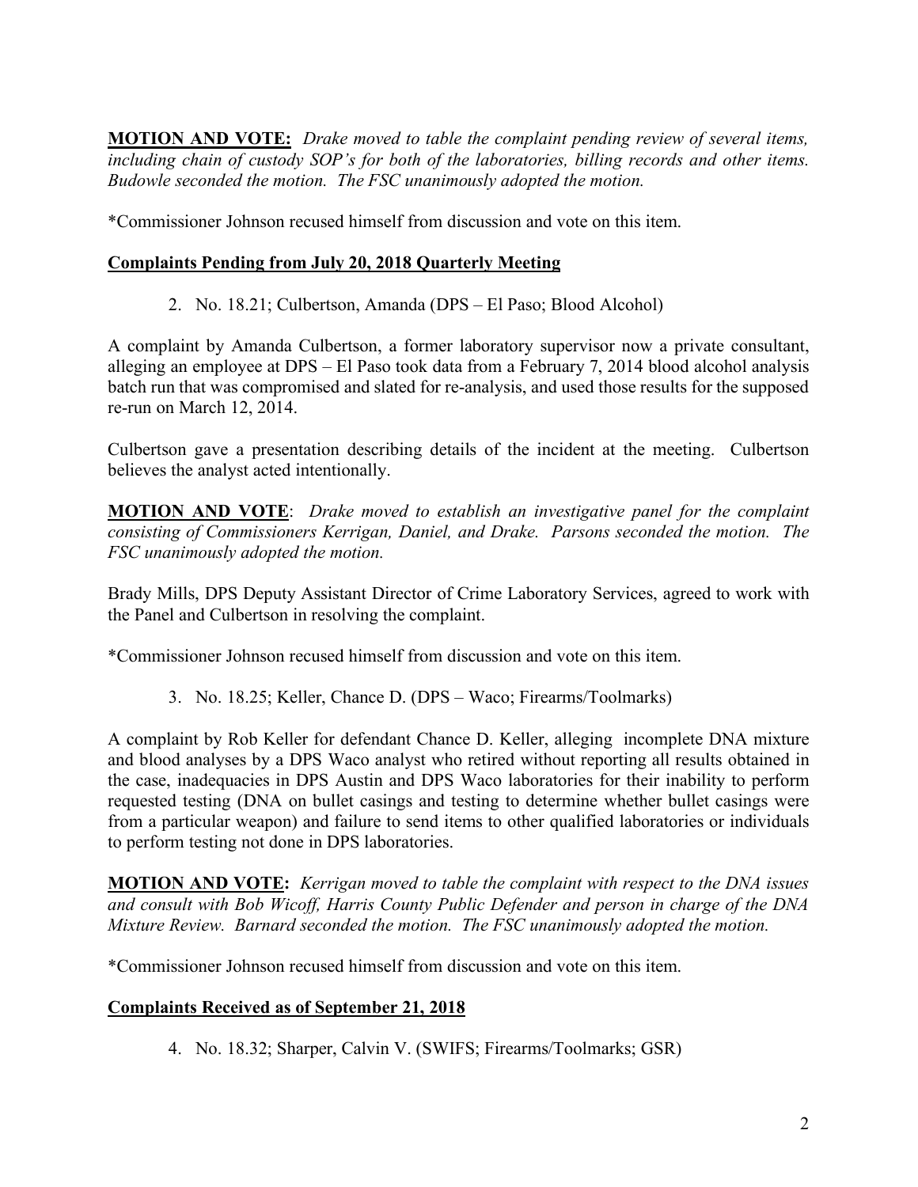**MOTION AND VOTE:** *Drake moved to table the complaint pending review of several items, including chain of custody SOP's for both of the laboratories, billing records and other items. Budowle seconded the motion. The FSC unanimously adopted the motion.*

*Commissioner Johnson recused himself from discussion and vote on this item.

**Complaints Pending from July 20, 2018 Quarterly Meeting**

2. No. 18.21; Culbertson, Amanda (DPS – El Paso; Blood Alcohol)

A complaint by Amanda Culbertson, a former laboratory supervisor now a private consultant, alleging an employee at DPS – El Paso took data from a February 7, 2014 blood alcohol analysis batch run that was compromised and slated for re-analysis, and used those results for the supposed re-run on March 12, 2014.

Culbertson gave a presentation describing details of the incident at the meeting. Culbertson believes the analyst acted intentionally.

**MOTION AND VOTE**: *Drake moved to establish an investigative panel for the complaint consisting of Commissioners Kerrigan, Daniel, and Drake. Parsons seconded the motion. The FSC unanimously adopted the motion.*

Brady Mills, DPS Deputy Assistant Director of Crime Laboratory Services, agreed to work with the Panel and Culbertson in resolving the complaint.

*Commissioner Johnson recused himself from discussion and vote on this item.

3. No. 18.25; Keller, Chance D. (DPS – Waco; Firearms/Toolmarks)

A complaint by Rob Keller for defendant Chance D. Keller, alleging incomplete DNA mixture and blood analyses by a DPS Waco analyst who retired without reporting all results obtained in the case, inadequacies in DPS Austin and DPS Waco laboratories for their inability to perform requested testing (DNA on bullet casings and testing to determine whether bullet casings were from a particular weapon) and failure to send items to other qualified laboratories or individuals to perform testing not done in DPS laboratories.

**MOTION AND VOTE:** *Kerrigan moved to table the complaint with respect to the DNA issues and consult with Bob Wicoff, Harris County Public Defender and person in charge of the DNA Mixture Review. Barnard seconded the motion. The FSC unanimously adopted the motion.*

*Commissioner Johnson recused himself from discussion and vote on this item.

**Complaints Received as of September 21, 2018**

4. No. 18.32; Sharper, Calvin V. (SWIFS; Firearms/Toolmarks; GSR)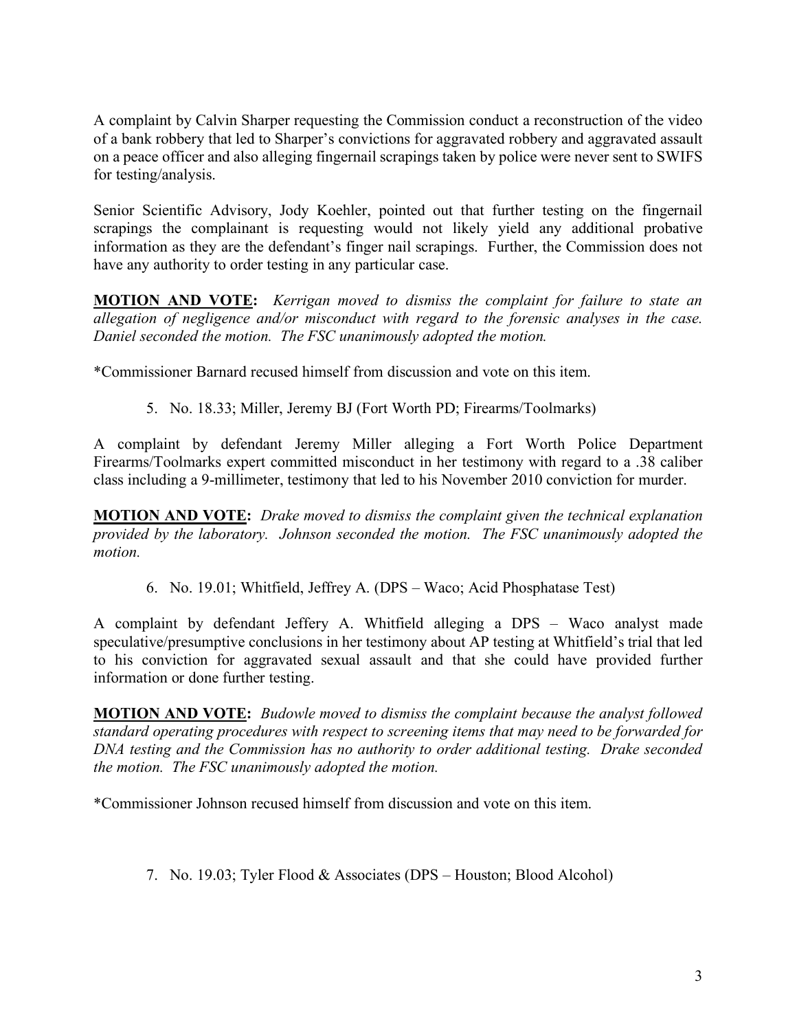A complaint by Calvin Sharper requesting the Commission conduct a reconstruction of the video of a bank robbery that led to Sharper's convictions for aggravated robbery and aggravated assault on a peace officer and also alleging fingernail scrapings taken by police were never sent to SWIFS for testing/analysis.

Senior Scientific Advisory, Jody Koehler, pointed out that further testing on the fingernail scrapings the complainant is requesting would not likely yield any additional probative information as they are the defendant's finger nail scrapings. Further, the Commission does not have any authority to order testing in any particular case.

**MOTION AND VOTE:** *Kerrigan moved to dismiss the complaint for failure to state an allegation of negligence and/or misconduct with regard to the forensic analyses in the case. Daniel seconded the motion. The FSC unanimously adopted the motion.*

*Commissioner Barnard recused himself from discussion and vote on this item.

5. No. 18.33; Miller, Jeremy BJ (Fort Worth PD; Firearms/Toolmarks)

A complaint by defendant Jeremy Miller alleging a Fort Worth Police Department Firearms/Toolmarks expert committed misconduct in her testimony with regard to a .38 caliber class including a 9-millimeter, testimony that led to his November 2010 conviction for murder.

**MOTION AND VOTE:** *Drake moved to dismiss the complaint given the technical explanation provided by the laboratory. Johnson seconded the motion. The FSC unanimously adopted the motion.*

6. No. 19.01; Whitfield, Jeffrey A. (DPS – Waco; Acid Phosphatase Test)

A complaint by defendant Jeffery A. Whitfield alleging a DPS – Waco analyst made speculative/presumptive conclusions in her testimony about AP testing at Whitfield's trial that led to his conviction for aggravated sexual assault and that she could have provided further information or done further testing.

**MOTION AND VOTE:** *Budowle moved to dismiss the complaint because the analyst followed standard operating procedures with respect to screening items that may need to be forwarded for DNA testing and the Commission has no authority to order additional testing. Drake seconded the motion. The FSC unanimously adopted the motion.*

*Commissioner Johnson recused himself from discussion and vote on this item.

7. No. 19.03; Tyler Flood & Associates (DPS – Houston; Blood Alcohol)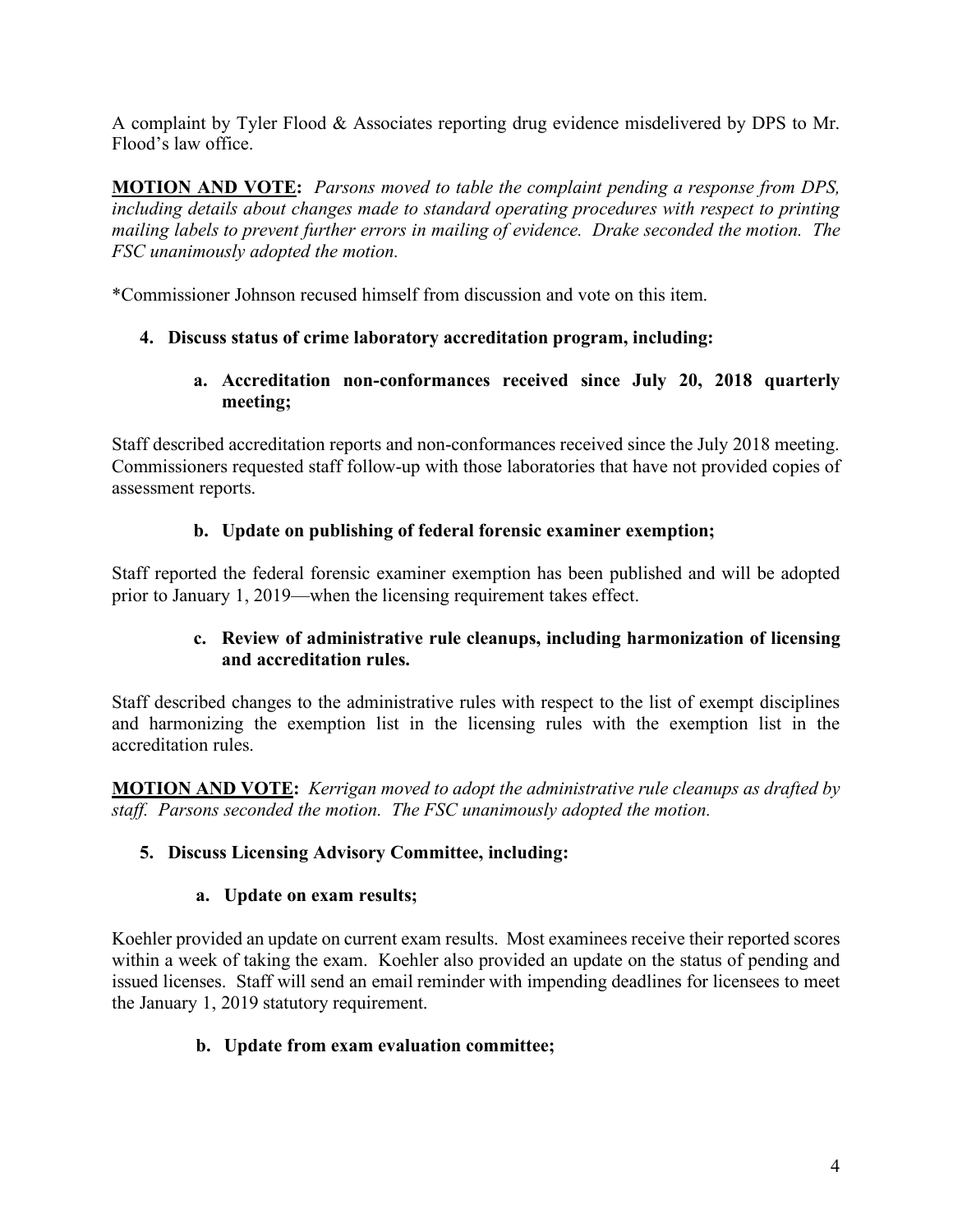A complaint by Tyler Flood & Associates reporting drug evidence misdelivered by DPS to Mr. Flood's law office.

**MOTION AND VOTE:** *Parsons moved to table the complaint pending a response from DPS, including details about changes made to standard operating procedures with respect to printing mailing labels to prevent further errors in mailing of evidence. Drake seconded the motion. The FSC unanimously adopted the motion.*

*Commissioner Johnson recused himself from discussion and vote on this item.

**4. Discuss status of crime laboratory accreditation program, including:**

**a. Accreditation non-conformances received since July 20, 2018 quarterly meeting;**

Staff described accreditation reports and non-conformances received since the July 2018 meeting. Commissioners requested staff follow-up with those laboratories that have not provided copies of assessment reports.

**b. Update on publishing of federal forensic examiner exemption;**

Staff reported the federal forensic examiner exemption has been published and will be adopted prior to January 1, 2019—when the licensing requirement takes effect.

**c. Review of administrative rule cleanups, including harmonization of licensing and accreditation rules.**

Staff described changes to the administrative rules with respect to the list of exempt disciplines and harmonizing the exemption list in the licensing rules with the exemption list in the accreditation rules.

**MOTION AND VOTE:** *Kerrigan moved to adopt the administrative rule cleanups as drafted by staff. Parsons seconded the motion. The FSC unanimously adopted the motion.*

**5. Discuss Licensing Advisory Committee, including:**

**a. Update on exam results;**

Koehler provided an update on current exam results. Most examinees receive their reported scores within a week of taking the exam. Koehler also provided an update on the status of pending and issued licenses. Staff will send an email reminder with impending deadlines for licensees to meet the January 1, 2019 statutory requirement.

**b. Update from exam evaluation committee;**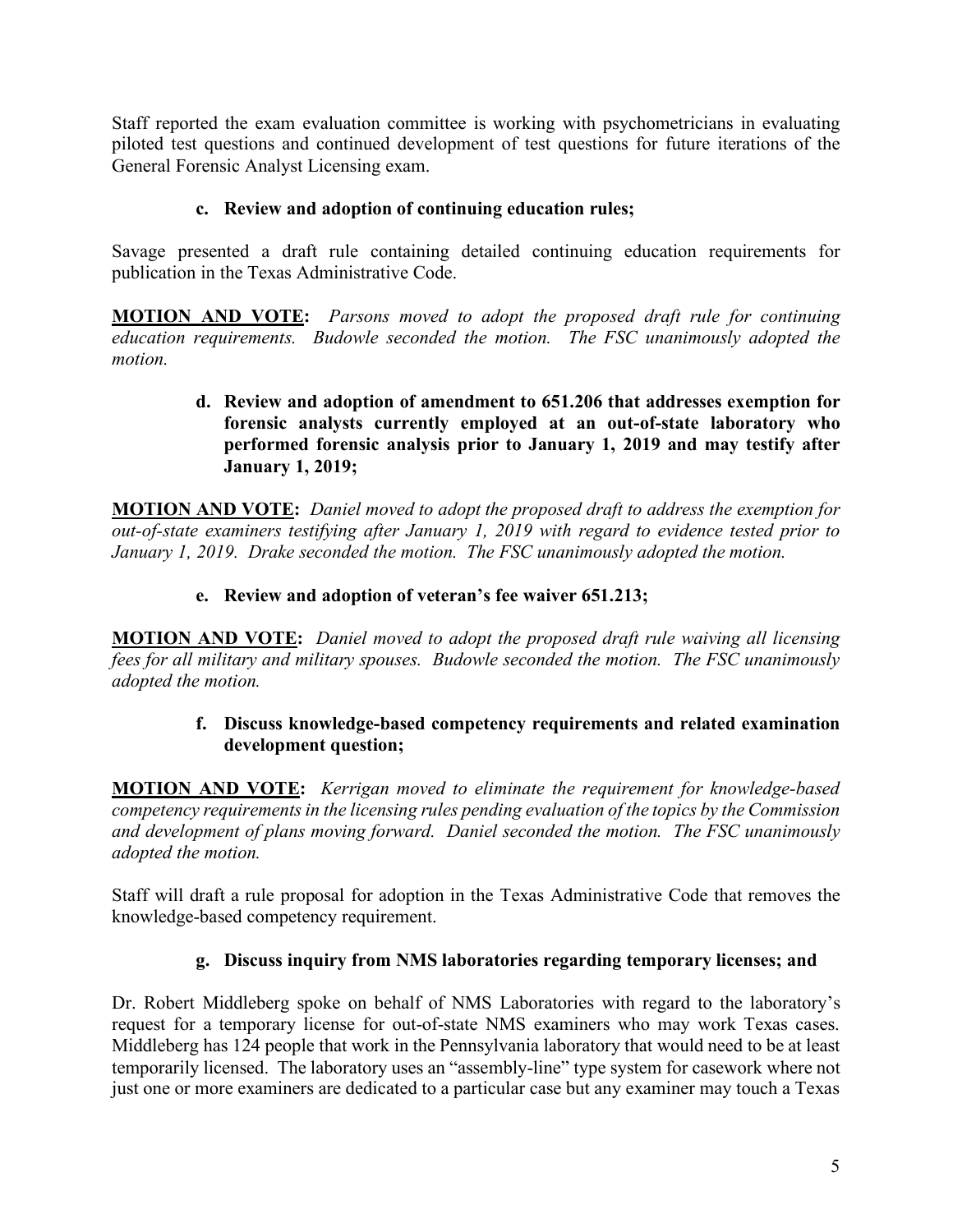Staff reported the exam evaluation committee is working with psychometricians in evaluating piloted test questions and continued development of test questions for future iterations of the General Forensic Analyst Licensing exam.

**c. Review and adoption of continuing education rules;**

Savage presented a draft rule containing detailed continuing education requirements for publication in the Texas Administrative Code.

**MOTION AND VOTE:** *Parsons moved to adopt the proposed draft rule for continuing education requirements. Budowle seconded the motion. The FSC unanimously adopted the motion.*

**d. Review and adoption of amendment to 651.206 that addresses exemption for forensic analysts currently employed at an out-of-state laboratory who performed forensic analysis prior to January 1, 2019 and may testify after January 1, 2019;**

**MOTION AND VOTE:** *Daniel moved to adopt the proposed draft to address the exemption for out-of-state examiners testifying after January 1, 2019 with regard to evidence tested prior to January 1, 2019. Drake seconded the motion. The FSC unanimously adopted the motion.*

**e. Review and adoption of veteran's fee waiver 651.213;**

**MOTION AND VOTE:** *Daniel moved to adopt the proposed draft rule waiving all licensing fees for all military and military spouses. Budowle seconded the motion. The FSC unanimously adopted the motion.*

**f. Discuss knowledge-based competency requirements and related examination development question;**

**MOTION AND VOTE:** *Kerrigan moved to eliminate the requirement for knowledge-based competency requirements in the licensing rules pending evaluation of the topics by the Commission and development of plans moving forward. Daniel seconded the motion. The FSC unanimously adopted the motion.*

Staff will draft a rule proposal for adoption in the Texas Administrative Code that removes the knowledge-based competency requirement.

**g. Discuss inquiry from NMS laboratories regarding temporary licenses; and**

Dr. Robert Middleberg spoke on behalf of NMS Laboratories with regard to the laboratory's request for a temporary license for out-of-state NMS examiners who may work Texas cases. Middleberg has 124 people that work in the Pennsylvania laboratory that would need to be at least temporarily licensed. The laboratory uses an "assembly-line" type system for casework where not just one or more examiners are dedicated to a particular case but any examiner may touch a Texas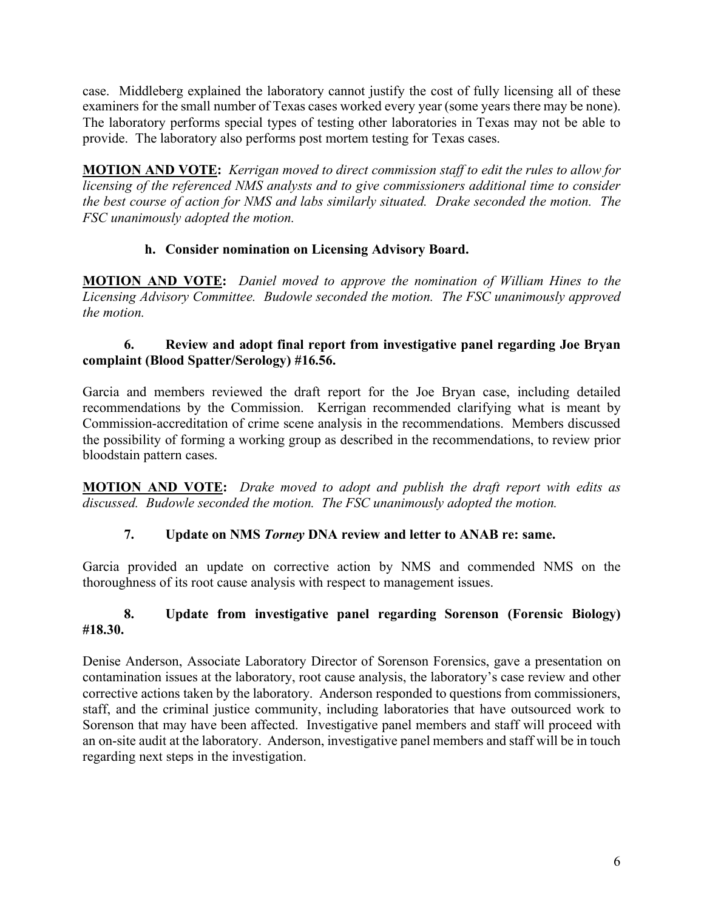case. Middleberg explained the laboratory cannot justify the cost of fully licensing all of these examiners for the small number of Texas cases worked every year (some years there may be none). The laboratory performs special types of testing other laboratories in Texas may not be able to provide. The laboratory also performs post mortem testing for Texas cases.

**MOTION AND VOTE:** *Kerrigan moved to direct commission staff to edit the rules to allow for licensing of the referenced NMS analysts and to give commissioners additional time to consider the best course of action for NMS and labs similarly situated. Drake seconded the motion. The FSC unanimously adopted the motion.*

**h. Consider nomination on Licensing Advisory Board.**

**MOTION AND VOTE:** *Daniel moved to approve the nomination of William Hines to the Licensing Advisory Committee. Budowle seconded the motion. The FSC unanimously approved the motion.*

**6. Review and adopt final report from investigative panel regarding Joe Bryan complaint (Blood Spatter/Serology) #16.56.**

Garcia and members reviewed the draft report for the Joe Bryan case, including detailed recommendations by the Commission. Kerrigan recommended clarifying what is meant by Commission-accreditation of crime scene analysis in the recommendations. Members discussed the possibility of forming a working group as described in the recommendations, to review prior bloodstain pattern cases.

**MOTION AND VOTE:** *Drake moved to adopt and publish the draft report with edits as discussed. Budowle seconded the motion. The FSC unanimously adopted the motion.*

**7. Update on NMS *Torney* DNA review and letter to ANAB re: same.**

Garcia provided an update on corrective action by NMS and commended NMS on the thoroughness of its root cause analysis with respect to management issues.

**8. Update from investigative panel regarding Sorenson (Forensic Biology) #18.30.**

Denise Anderson, Associate Laboratory Director of Sorenson Forensics, gave a presentation on contamination issues at the laboratory, root cause analysis, the laboratory's case review and other corrective actions taken by the laboratory. Anderson responded to questions from commissioners, staff, and the criminal justice community, including laboratories that have outsourced work to Sorenson that may have been affected. Investigative panel members and staff will proceed with an on-site audit at the laboratory. Anderson, investigative panel members and staff will be in touch regarding next steps in the investigation.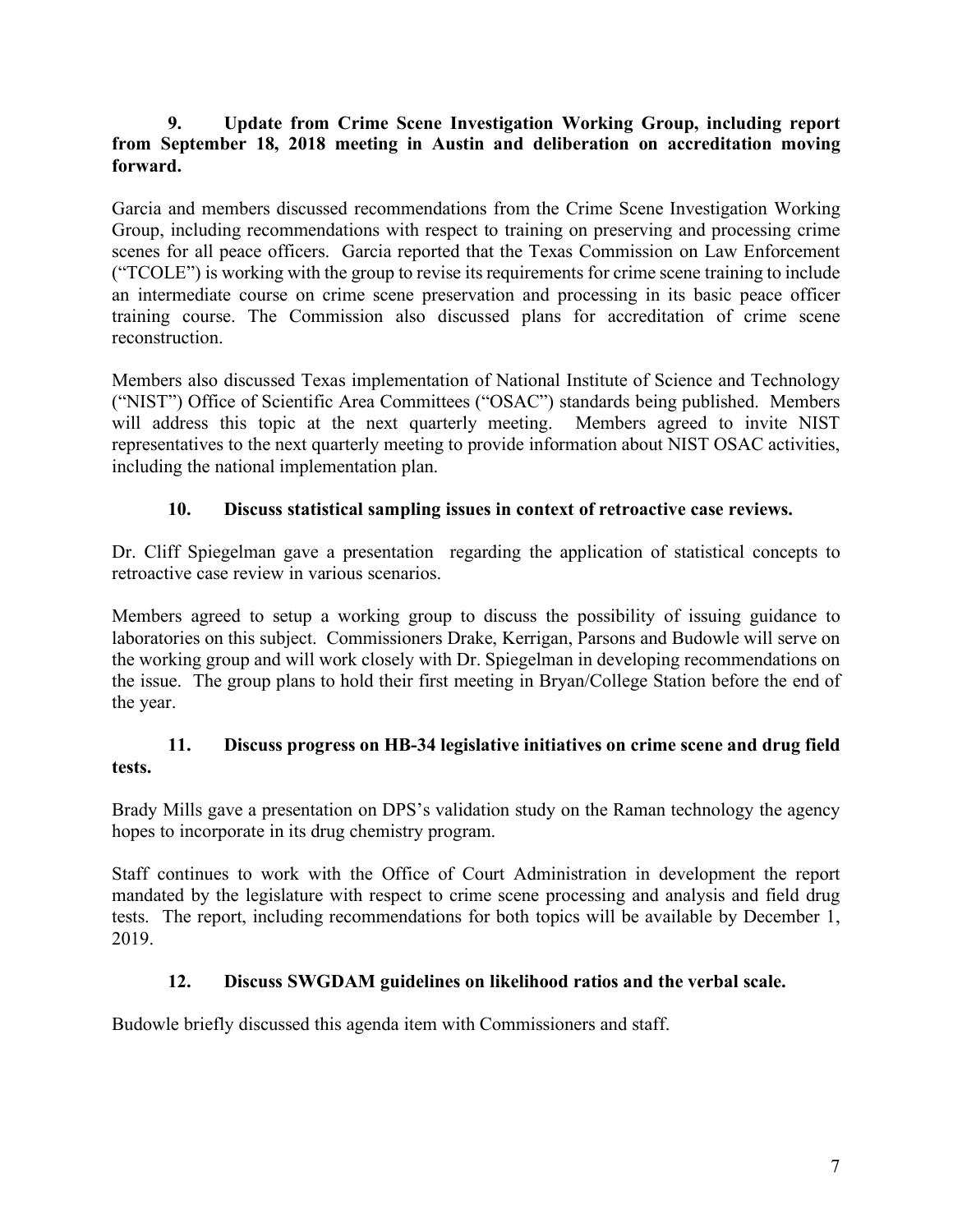**9. Update from Crime Scene Investigation Working Group, including report from September 18, 2018 meeting in Austin and deliberation on accreditation moving forward.**

Garcia and members discussed recommendations from the Crime Scene Investigation Working Group, including recommendations with respect to training on preserving and processing crime scenes for all peace officers. Garcia reported that the Texas Commission on Law Enforcement ("TCOLE") is working with the group to revise its requirements for crime scene training to include an intermediate course on crime scene preservation and processing in its basic peace officer training course. The Commission also discussed plans for accreditation of crime scene reconstruction.

Members also discussed Texas implementation of National Institute of Science and Technology ("NIST") Office of Scientific Area Committees ("OSAC") standards being published. Members will address this topic at the next quarterly meeting. Members agreed to invite NIST representatives to the next quarterly meeting to provide information about NIST OSAC activities, including the national implementation plan.

**10. Discuss statistical sampling issues in context of retroactive case reviews.**

Dr. Cliff Spiegelman gave a presentation regarding the application of statistical concepts to retroactive case review in various scenarios.

Members agreed to setup a working group to discuss the possibility of issuing guidance to laboratories on this subject. Commissioners Drake, Kerrigan, Parsons and Budowle will serve on the working group and will work closely with Dr. Spiegelman in developing recommendations on the issue. The group plans to hold their first meeting in Bryan/College Station before the end of the year.

**11. Discuss progress on HB-34 legislative initiatives on crime scene and drug field tests.**

Brady Mills gave a presentation on DPS's validation study on the Raman technology the agency hopes to incorporate in its drug chemistry program.

Staff continues to work with the Office of Court Administration in development the report mandated by the legislature with respect to crime scene processing and analysis and field drug tests. The report, including recommendations for both topics will be available by December 1, 2019.

**12. Discuss SWGDAM guidelines on likelihood ratios and the verbal scale.**

Budowle briefly discussed this agenda item with Commissioners and staff.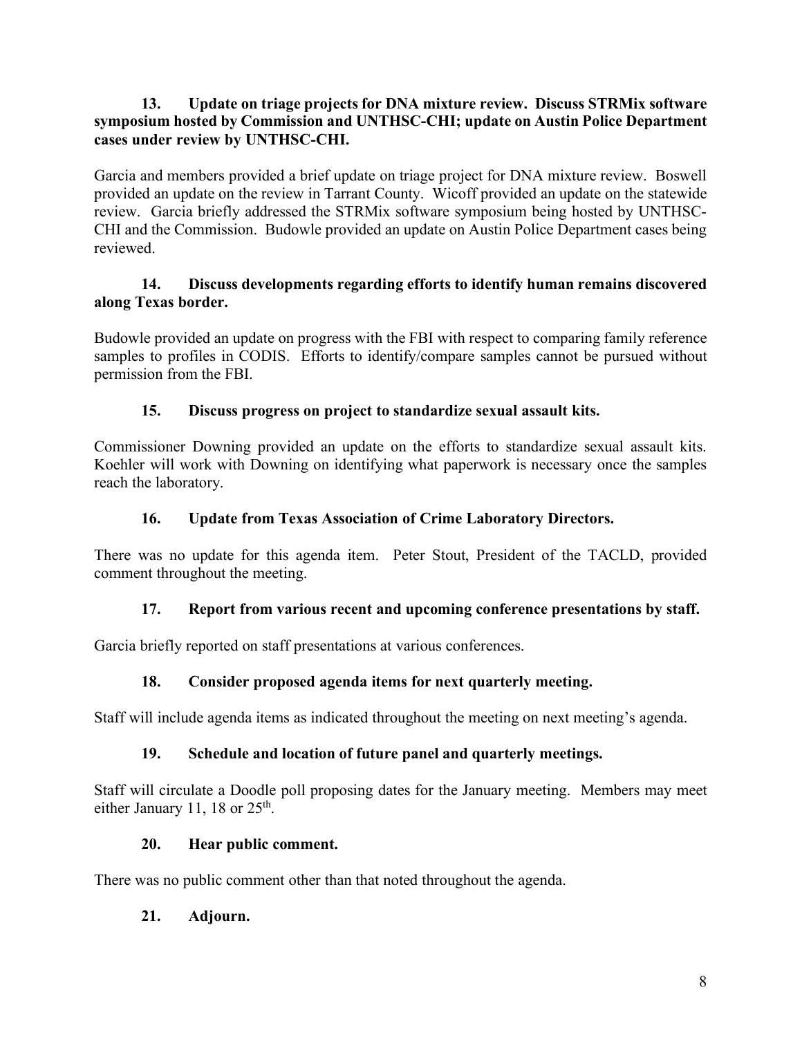**13. Update on triage projects for DNA mixture review. Discuss STRMix software symposium hosted by Commission and UNTHSC-CHI; update on Austin Police Department cases under review by UNTHSC-CHI.**

Garcia and members provided a brief update on triage project for DNA mixture review. Boswell provided an update on the review in Tarrant County. Wicoff provided an update on the statewide review. Garcia briefly addressed the STRMix software symposium being hosted by UNTHSC-CHI and the Commission. Budowle provided an update on Austin Police Department cases being reviewed.

**14. Discuss developments regarding efforts to identify human remains discovered along Texas border.**

Budowle provided an update on progress with the FBI with respect to comparing family reference samples to profiles in CODIS. Efforts to identify/compare samples cannot be pursued without permission from the FBI.

**15. Discuss progress on project to standardize sexual assault kits.**

Commissioner Downing provided an update on the efforts to standardize sexual assault kits. Koehler will work with Downing on identifying what paperwork is necessary once the samples reach the laboratory.

**16. Update from Texas Association of Crime Laboratory Directors.**

There was no update for this agenda item. Peter Stout, President of the TACLD, provided comment throughout the meeting.

**17. Report from various recent and upcoming conference presentations by staff.**

Garcia briefly reported on staff presentations at various conferences.

**18. Consider proposed agenda items for next quarterly meeting.**

Staff will include agenda items as indicated throughout the meeting on next meeting's agenda.

**19. Schedule and location of future panel and quarterly meetings.**

Staff will circulate a Doodle poll proposing dates for the January meeting. Members may meet either January 11, 18 or 25th.

**20. Hear public comment.**

There was no public comment other than that noted throughout the agenda.

**21. Adjourn.**